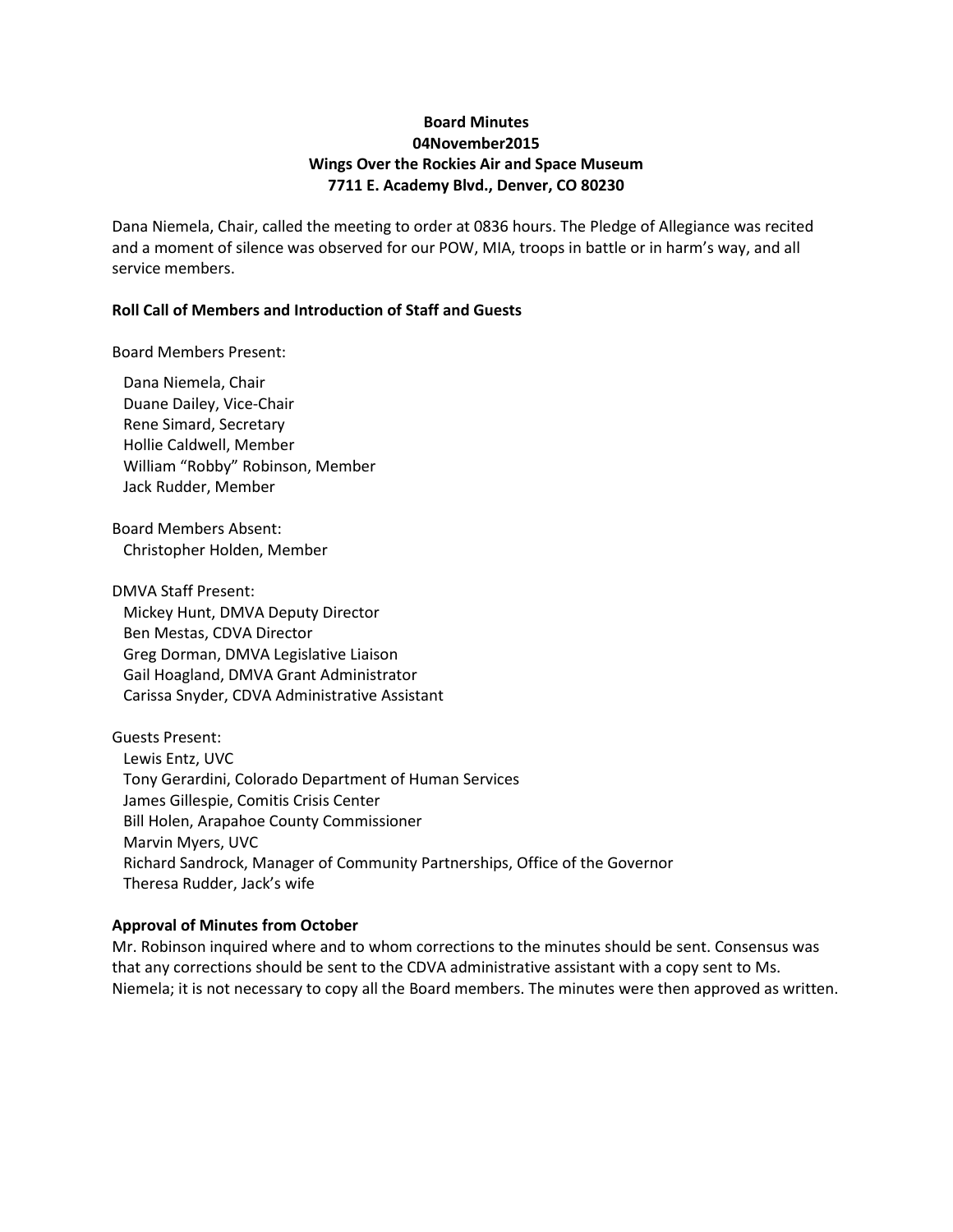**Board Minutes**
**04November2015**
**Wings Over the Rockies Air and Space Museum**
**7711 E. Academy Blvd., Denver, CO 80230**

Dana Niemela, Chair, called the meeting to order at 0836 hours. The Pledge of Allegiance was recited and a moment of silence was observed for our POW, MIA, troops in battle or in harm's way, and all service members.

**Roll Call of Members and Introduction of Staff and Guests**

Board Members Present:

Dana Niemela, Chair
Duane Dailey, Vice-Chair
Rene Simard, Secretary
Hollie Caldwell, Member
William "Robby" Robinson, Member
Jack Rudder, Member

Board Members Absent:
Christopher Holden, Member

DMVA Staff Present:
Mickey Hunt, DMVA Deputy Director
Ben Mestas, CDVA Director
Greg Dorman, DMVA Legislative Liaison
Gail Hoagland, DMVA Grant Administrator
Carissa Snyder, CDVA Administrative Assistant

Guests Present:
Lewis Entz, UVC
Tony Gerardini, Colorado Department of Human Services
James Gillespie, Comitis Crisis Center
Bill Holen, Arapahoe County Commissioner
Marvin Myers, UVC
Richard Sandrock, Manager of Community Partnerships, Office of the Governor
Theresa Rudder, Jack's wife

**Approval of Minutes from October**

Mr. Robinson inquired where and to whom corrections to the minutes should be sent. Consensus was that any corrections should be sent to the CDVA administrative assistant with a copy sent to Ms. Niemela; it is not necessary to copy all the Board members. The minutes were then approved as written.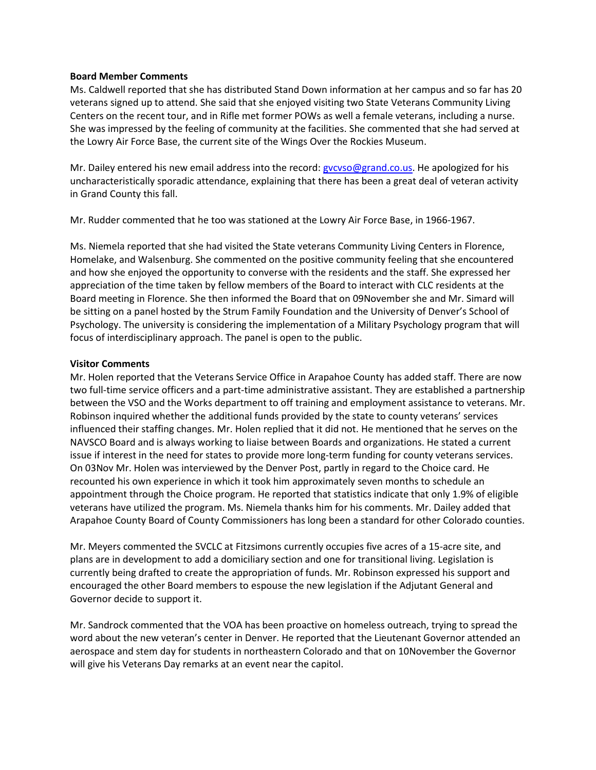**Board Member Comments**

Ms. Caldwell reported that she has distributed Stand Down information at her campus and so far has 20 veterans signed up to attend. She said that she enjoyed visiting two State Veterans Community Living Centers on the recent tour, and in Rifle met former POWs as well a female veterans, including a nurse. She was impressed by the feeling of community at the facilities. She commented that she had served at the Lowry Air Force Base, the current site of the Wings Over the Rockies Museum.

Mr. Dailey entered his new email address into the record: gvcvso@grand.co.us. He apologized for his uncharacteristically sporadic attendance, explaining that there has been a great deal of veteran activity in Grand County this fall.

Mr. Rudder commented that he too was stationed at the Lowry Air Force Base, in 1966-1967.

Ms. Niemela reported that she had visited the State veterans Community Living Centers in Florence, Homelake, and Walsenburg. She commented on the positive community feeling that she encountered and how she enjoyed the opportunity to converse with the residents and the staff. She expressed her appreciation of the time taken by fellow members of the Board to interact with CLC residents at the Board meeting in Florence. She then informed the Board that on 09November she and Mr. Simard will be sitting on a panel hosted by the Strum Family Foundation and the University of Denver's School of Psychology. The university is considering the implementation of a Military Psychology program that will focus of interdisciplinary approach. The panel is open to the public.

**Visitor Comments**

Mr. Holen reported that the Veterans Service Office in Arapahoe County has added staff. There are now two full-time service officers and a part-time administrative assistant. They are established a partnership between the VSO and the Works department to off training and employment assistance to veterans. Mr. Robinson inquired whether the additional funds provided by the state to county veterans' services influenced their staffing changes. Mr. Holen replied that it did not. He mentioned that he serves on the NAVSCO Board and is always working to liaise between Boards and organizations. He stated a current issue if interest in the need for states to provide more long-term funding for county veterans services. On 03Nov Mr. Holen was interviewed by the Denver Post, partly in regard to the Choice card. He recounted his own experience in which it took him approximately seven months to schedule an appointment through the Choice program. He reported that statistics indicate that only 1.9% of eligible veterans have utilized the program. Ms. Niemela thanks him for his comments. Mr. Dailey added that Arapahoe County Board of County Commissioners has long been a standard for other Colorado counties.

Mr. Meyers commented the SVCLC at Fitzsimons currently occupies five acres of a 15-acre site, and plans are in development to add a domiciliary section and one for transitional living. Legislation is currently being drafted to create the appropriation of funds. Mr. Robinson expressed his support and encouraged the other Board members to espouse the new legislation if the Adjutant General and Governor decide to support it.

Mr. Sandrock commented that the VOA has been proactive on homeless outreach, trying to spread the word about the new veteran's center in Denver. He reported that the Lieutenant Governor attended an aerospace and stem day for students in northeastern Colorado and that on 10November the Governor will give his Veterans Day remarks at an event near the capitol.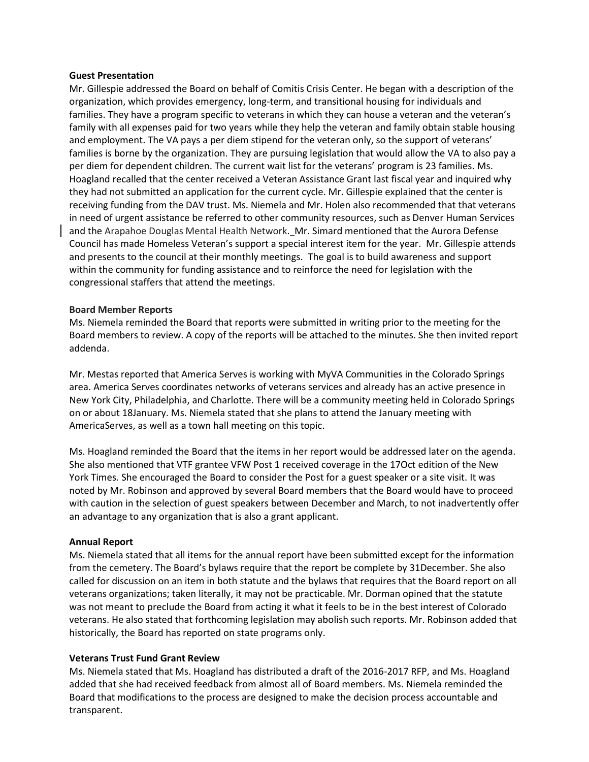**Guest Presentation**

Mr. Gillespie addressed the Board on behalf of Comitis Crisis Center. He began with a description of the organization, which provides emergency, long-term, and transitional housing for individuals and families. They have a program specific to veterans in which they can house a veteran and the veteran's family with all expenses paid for two years while they help the veteran and family obtain stable housing and employment. The VA pays a per diem stipend for the veteran only, so the support of veterans' families is borne by the organization. They are pursuing legislation that would allow the VA to also pay a per diem for dependent children. The current wait list for the veterans' program is 23 families. Ms. Hoagland recalled that the center received a Veteran Assistance Grant last fiscal year and inquired why they had not submitted an application for the current cycle. Mr. Gillespie explained that the center is receiving funding from the DAV trust. Ms. Niemela and Mr. Holen also recommended that that veterans in need of urgent assistance be referred to other community resources, such as Denver Human Services and the Arapahoe Douglas Mental Health Network. Mr. Simard mentioned that the Aurora Defense Council has made Homeless Veteran's support a special interest item for the year. Mr. Gillespie attends and presents to the council at their monthly meetings. The goal is to build awareness and support within the community for funding assistance and to reinforce the need for legislation with the congressional staffers that attend the meetings.

**Board Member Reports**

Ms. Niemela reminded the Board that reports were submitted in writing prior to the meeting for the Board members to review. A copy of the reports will be attached to the minutes. She then invited report addenda.

Mr. Mestas reported that America Serves is working with MyVA Communities in the Colorado Springs area. America Serves coordinates networks of veterans services and already has an active presence in New York City, Philadelphia, and Charlotte. There will be a community meeting held in Colorado Springs on or about 18January. Ms. Niemela stated that she plans to attend the January meeting with AmericaServes, as well as a town hall meeting on this topic.

Ms. Hoagland reminded the Board that the items in her report would be addressed later on the agenda. She also mentioned that VTF grantee VFW Post 1 received coverage in the 17Oct edition of the New York Times. She encouraged the Board to consider the Post for a guest speaker or a site visit. It was noted by Mr. Robinson and approved by several Board members that the Board would have to proceed with caution in the selection of guest speakers between December and March, to not inadvertently offer an advantage to any organization that is also a grant applicant.

**Annual Report**

Ms. Niemela stated that all items for the annual report have been submitted except for the information from the cemetery. The Board's bylaws require that the report be complete by 31December. She also called for discussion on an item in both statute and the bylaws that requires that the Board report on all veterans organizations; taken literally, it may not be practicable. Mr. Dorman opined that the statute was not meant to preclude the Board from acting it what it feels to be in the best interest of Colorado veterans. He also stated that forthcoming legislation may abolish such reports. Mr. Robinson added that historically, the Board has reported on state programs only.

**Veterans Trust Fund Grant Review**

Ms. Niemela stated that Ms. Hoagland has distributed a draft of the 2016-2017 RFP, and Ms. Hoagland added that she had received feedback from almost all of Board members. Ms. Niemela reminded the Board that modifications to the process are designed to make the decision process accountable and transparent.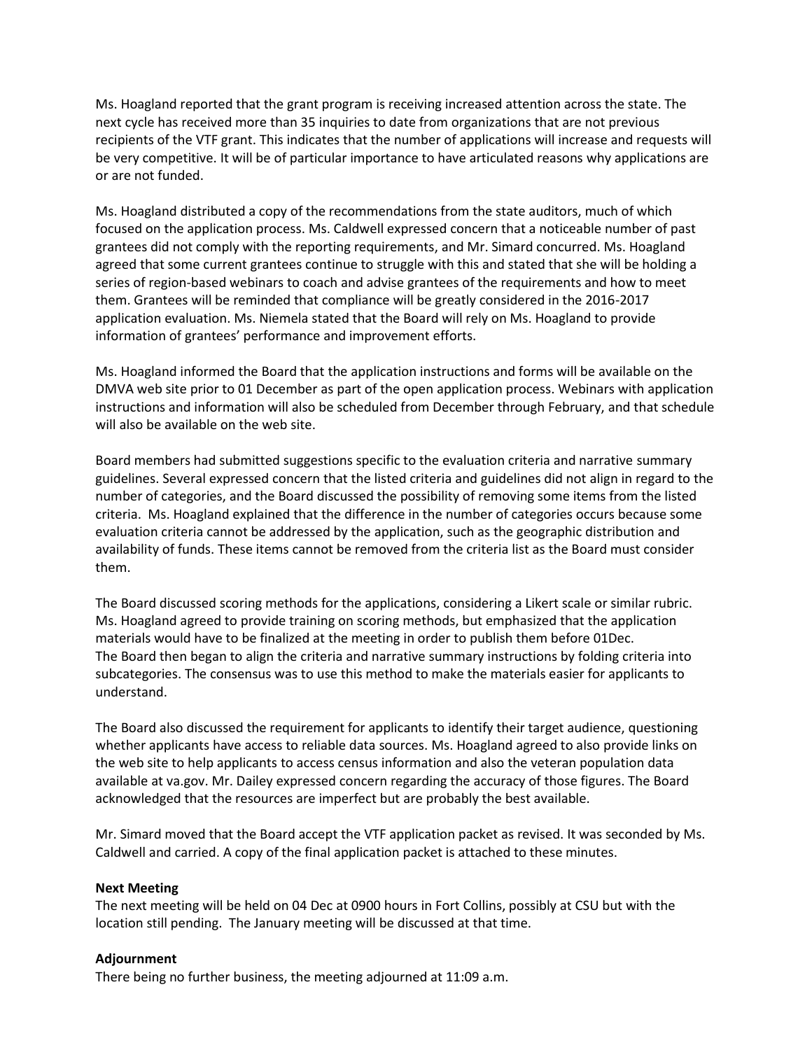Ms. Hoagland reported that the grant program is receiving increased attention across the state. The next cycle has received more than 35 inquiries to date from organizations that are not previous recipients of the VTF grant. This indicates that the number of applications will increase and requests will be very competitive. It will be of particular importance to have articulated reasons why applications are or are not funded.

Ms. Hoagland distributed a copy of the recommendations from the state auditors, much of which focused on the application process. Ms. Caldwell expressed concern that a noticeable number of past grantees did not comply with the reporting requirements, and Mr. Simard concurred. Ms. Hoagland agreed that some current grantees continue to struggle with this and stated that she will be holding a series of region-based webinars to coach and advise grantees of the requirements and how to meet them. Grantees will be reminded that compliance will be greatly considered in the 2016-2017 application evaluation. Ms. Niemela stated that the Board will rely on Ms. Hoagland to provide information of grantees' performance and improvement efforts.

Ms. Hoagland informed the Board that the application instructions and forms will be available on the DMVA web site prior to 01 December as part of the open application process. Webinars with application instructions and information will also be scheduled from December through February, and that schedule will also be available on the web site.

Board members had submitted suggestions specific to the evaluation criteria and narrative summary guidelines. Several expressed concern that the listed criteria and guidelines did not align in regard to the number of categories, and the Board discussed the possibility of removing some items from the listed criteria. Ms. Hoagland explained that the difference in the number of categories occurs because some evaluation criteria cannot be addressed by the application, such as the geographic distribution and availability of funds. These items cannot be removed from the criteria list as the Board must consider them.

The Board discussed scoring methods for the applications, considering a Likert scale or similar rubric. Ms. Hoagland agreed to provide training on scoring methods, but emphasized that the application materials would have to be finalized at the meeting in order to publish them before 01Dec. The Board then began to align the criteria and narrative summary instructions by folding criteria into subcategories. The consensus was to use this method to make the materials easier for applicants to understand.

The Board also discussed the requirement for applicants to identify their target audience, questioning whether applicants have access to reliable data sources. Ms. Hoagland agreed to also provide links on the web site to help applicants to access census information and also the veteran population data available at va.gov. Mr. Dailey expressed concern regarding the accuracy of those figures. The Board acknowledged that the resources are imperfect but are probably the best available.

Mr. Simard moved that the Board accept the VTF application packet as revised. It was seconded by Ms. Caldwell and carried. A copy of the final application packet is attached to these minutes.

**Next Meeting**

The next meeting will be held on 04 Dec at 0900 hours in Fort Collins, possibly at CSU but with the location still pending. The January meeting will be discussed at that time.

**Adjournment**

There being no further business, the meeting adjourned at 11:09 a.m.